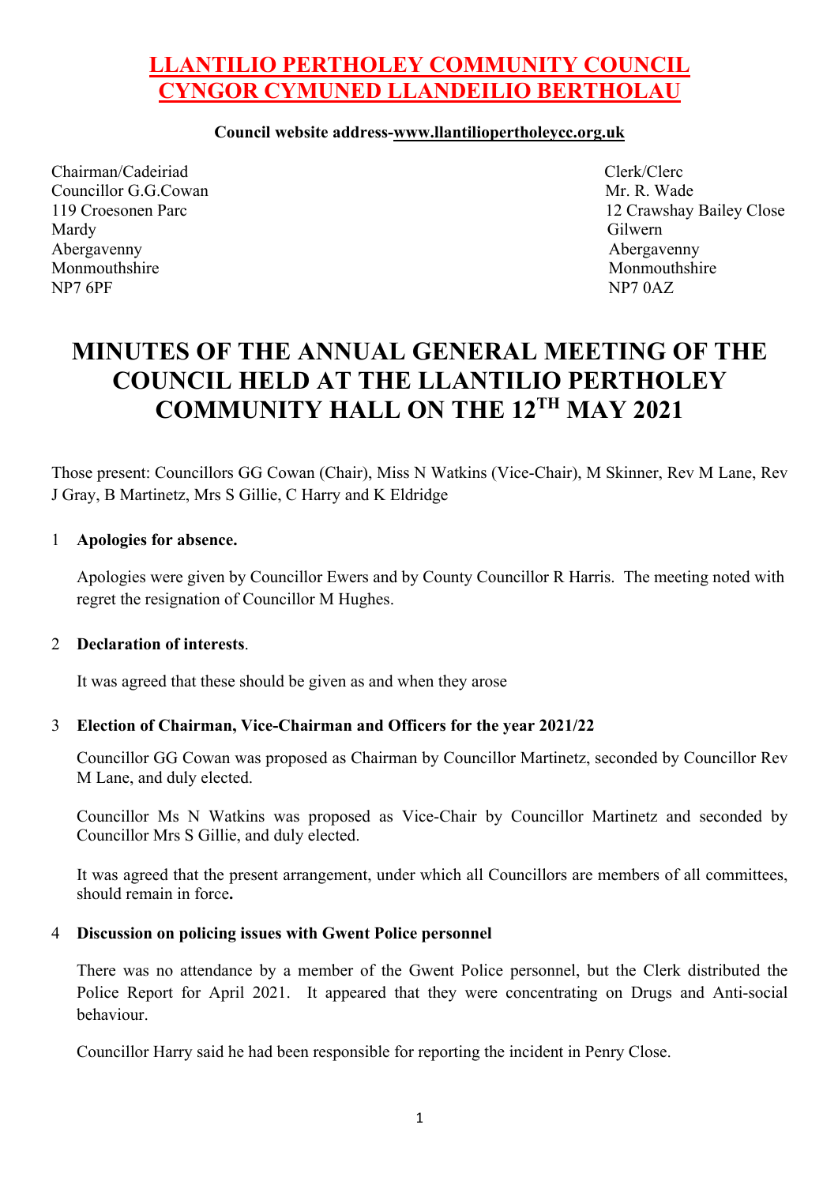# LLANTILIO PERTHOLEY COMMUNITY COUNCIL
# CYNGOR CYMUNED LLANDEILIO BERTHOLAU

**Council website address-www.llantiliopertholeycc.org.uk**

Chairman/Cadeiriad
Councillor G.G.Cowan
119 Croesonen Parc
Mardy
Abergavenny
Monmouthshire
NP7 6PF

Clerk/Clerc
Mr. R. Wade
12 Crawshay Bailey Close
Gilwern
Abergavenny
Monmouthshire
NP7 0AZ

# MINUTES OF THE ANNUAL GENERAL MEETING OF THE COUNCIL HELD AT THE LLANTILIO PERTHOLEY COMMUNITY HALL ON THE 12TH MAY 2021

Those present: Councillors GG Cowan (Chair), Miss N Watkins (Vice-Chair), M Skinner, Rev M Lane, Rev J Gray, B Martinetz, Mrs S Gillie, C Harry and K Eldridge

1 **Apologies for absence.**

Apologies were given by Councillor Ewers and by County Councillor R Harris. The meeting noted with regret the resignation of Councillor M Hughes.

2 **Declaration of interests**.

It was agreed that these should be given as and when they arose

3 **Election of Chairman, Vice-Chairman and Officers for the year 2021/22**

Councillor GG Cowan was proposed as Chairman by Councillor Martinetz, seconded by Councillor Rev M Lane, and duly elected.

Councillor Ms N Watkins was proposed as Vice-Chair by Councillor Martinetz and seconded by Councillor Mrs S Gillie, and duly elected.

It was agreed that the present arrangement, under which all Councillors are members of all committees, should remain in force**.**

4 **Discussion on policing issues with Gwent Police personnel**

There was no attendance by a member of the Gwent Police personnel, but the Clerk distributed the Police Report for April 2021. It appeared that they were concentrating on Drugs and Anti-social behaviour.

Councillor Harry said he had been responsible for reporting the incident in Penry Close.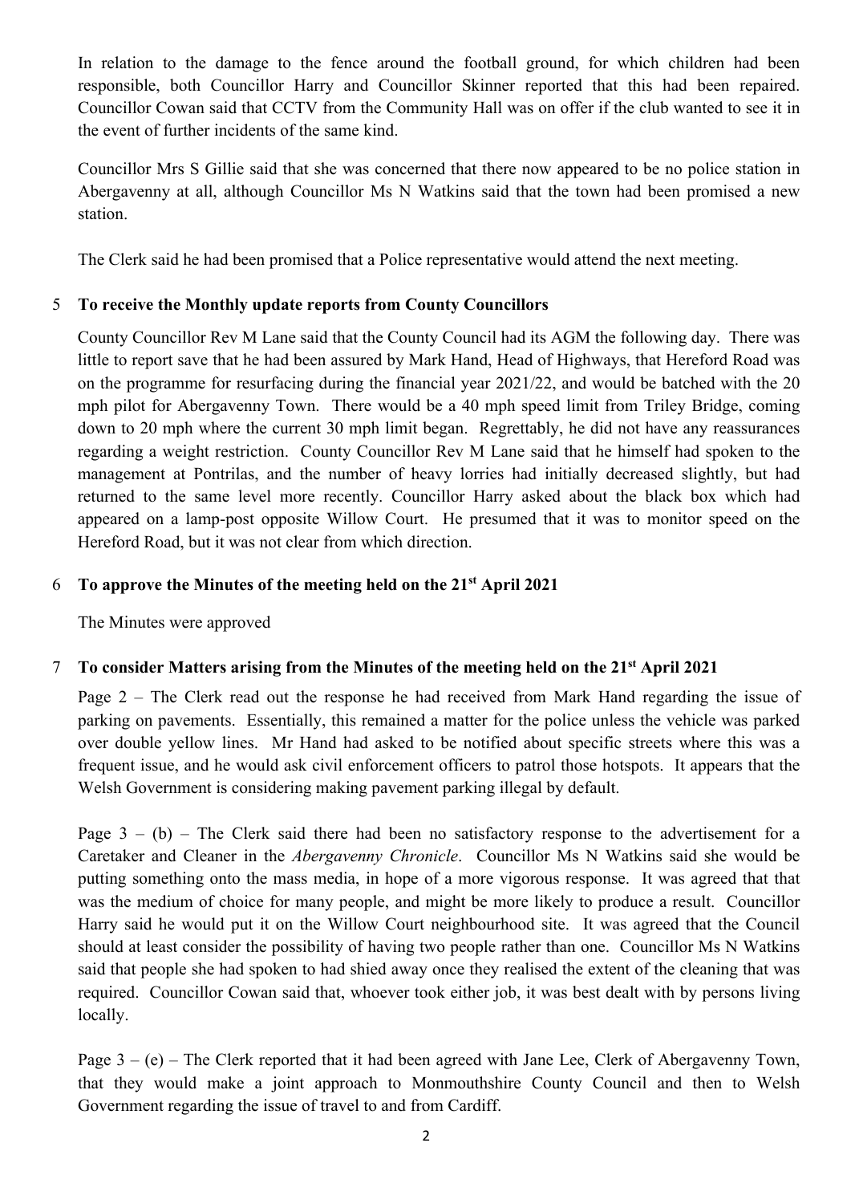In relation to the damage to the fence around the football ground, for which children had been responsible, both Councillor Harry and Councillor Skinner reported that this had been repaired. Councillor Cowan said that CCTV from the Community Hall was on offer if the club wanted to see it in the event of further incidents of the same kind.

Councillor Mrs S Gillie said that she was concerned that there now appeared to be no police station in Abergavenny at all, although Councillor Ms N Watkins said that the town had been promised a new station.

The Clerk said he had been promised that a Police representative would attend the next meeting.

5 **To receive the Monthly update reports from County Councillors**

County Councillor Rev M Lane said that the County Council had its AGM the following day. There was little to report save that he had been assured by Mark Hand, Head of Highways, that Hereford Road was on the programme for resurfacing during the financial year 2021/22, and would be batched with the 20 mph pilot for Abergavenny Town. There would be a 40 mph speed limit from Triley Bridge, coming down to 20 mph where the current 30 mph limit began. Regrettably, he did not have any reassurances regarding a weight restriction. County Councillor Rev M Lane said that he himself had spoken to the management at Pontrilas, and the number of heavy lorries had initially decreased slightly, but had returned to the same level more recently. Councillor Harry asked about the black box which had appeared on a lamp-post opposite Willow Court. He presumed that it was to monitor speed on the Hereford Road, but it was not clear from which direction.

6 **To approve the Minutes of the meeting held on the 21st April 2021**

The Minutes were approved

7 **To consider Matters arising from the Minutes of the meeting held on the 21st April 2021**

Page 2 – The Clerk read out the response he had received from Mark Hand regarding the issue of parking on pavements. Essentially, this remained a matter for the police unless the vehicle was parked over double yellow lines. Mr Hand had asked to be notified about specific streets where this was a frequent issue, and he would ask civil enforcement officers to patrol those hotspots. It appears that the Welsh Government is considering making pavement parking illegal by default.

Page 3 – (b) – The Clerk said there had been no satisfactory response to the advertisement for a Caretaker and Cleaner in the *Abergavenny Chronicle*. Councillor Ms N Watkins said she would be putting something onto the mass media, in hope of a more vigorous response. It was agreed that that was the medium of choice for many people, and might be more likely to produce a result. Councillor Harry said he would put it on the Willow Court neighbourhood site. It was agreed that the Council should at least consider the possibility of having two people rather than one. Councillor Ms N Watkins said that people she had spoken to had shied away once they realised the extent of the cleaning that was required. Councillor Cowan said that, whoever took either job, it was best dealt with by persons living locally.

Page 3 – (e) – The Clerk reported that it had been agreed with Jane Lee, Clerk of Abergavenny Town, that they would make a joint approach to Monmouthshire County Council and then to Welsh Government regarding the issue of travel to and from Cardiff.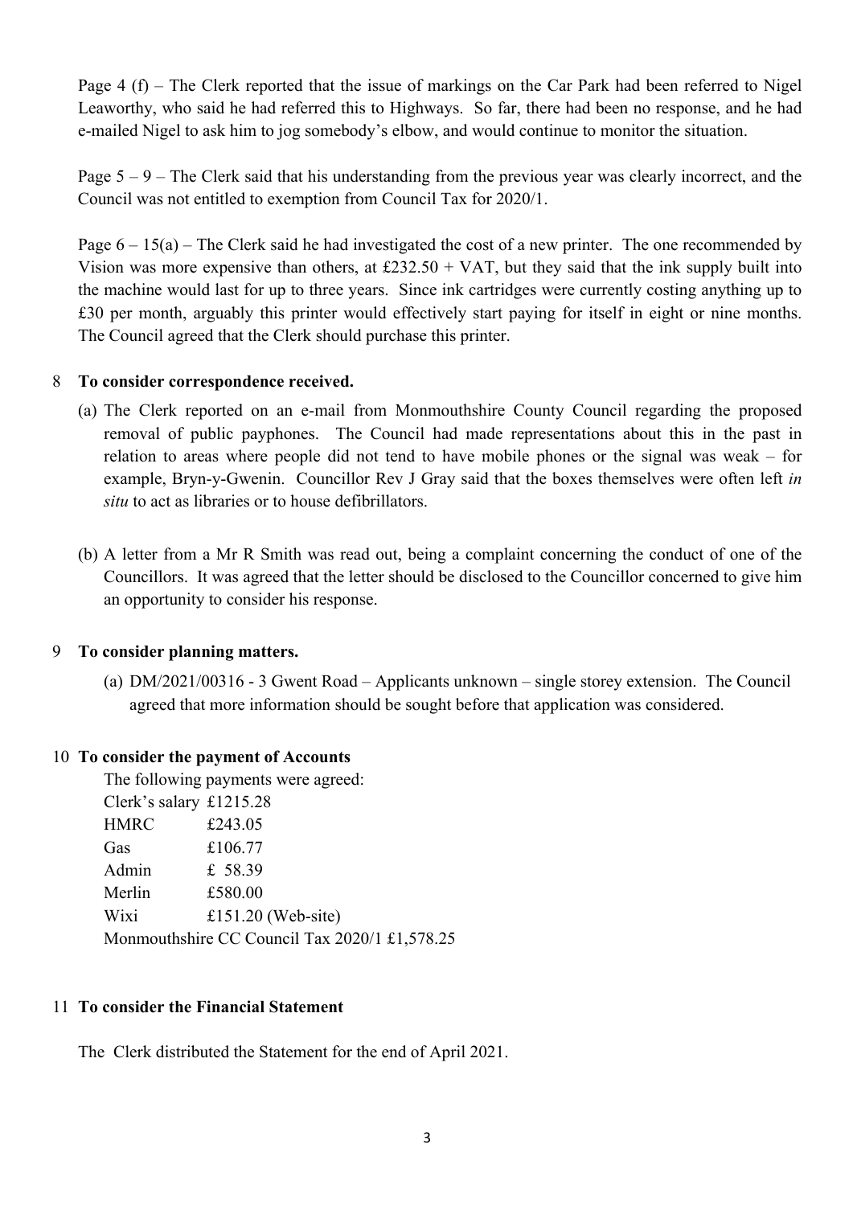Page 4 (f) – The Clerk reported that the issue of markings on the Car Park had been referred to Nigel Leaworthy, who said he had referred this to Highways. So far, there had been no response, and he had e-mailed Nigel to ask him to jog somebody's elbow, and would continue to monitor the situation.

Page 5 – 9 – The Clerk said that his understanding from the previous year was clearly incorrect, and the Council was not entitled to exemption from Council Tax for 2020/1.

Page 6 – 15(a) – The Clerk said he had investigated the cost of a new printer. The one recommended by Vision was more expensive than others, at £232.50 + VAT, but they said that the ink supply built into the machine would last for up to three years. Since ink cartridges were currently costing anything up to £30 per month, arguably this printer would effectively start paying for itself in eight or nine months. The Council agreed that the Clerk should purchase this printer.

## 8 To consider correspondence received.

(a) The Clerk reported on an e-mail from Monmouthshire County Council regarding the proposed removal of public payphones. The Council had made representations about this in the past in relation to areas where people did not tend to have mobile phones or the signal was weak – for example, Bryn-y-Gwenin. Councillor Rev J Gray said that the boxes themselves were often left *in situ* to act as libraries or to house defibrillators.

(b) A letter from a Mr R Smith was read out, being a complaint concerning the conduct of one of the Councillors. It was agreed that the letter should be disclosed to the Councillor concerned to give him an opportunity to consider his response.

## 9 To consider planning matters.

(a) DM/2021/00316 - 3 Gwent Road – Applicants unknown – single storey extension. The Council agreed that more information should be sought before that application was considered.

## 10 To consider the payment of Accounts

The following payments were agreed:

Clerk's salary £1215.28
HMRC £243.05
Gas £106.77
Admin £ 58.39
Merlin £580.00
Wixi £151.20 (Web-site)
Monmouthshire CC Council Tax 2020/1 £1,578.25

## 11 To consider the Financial Statement

The Clerk distributed the Statement for the end of April 2021.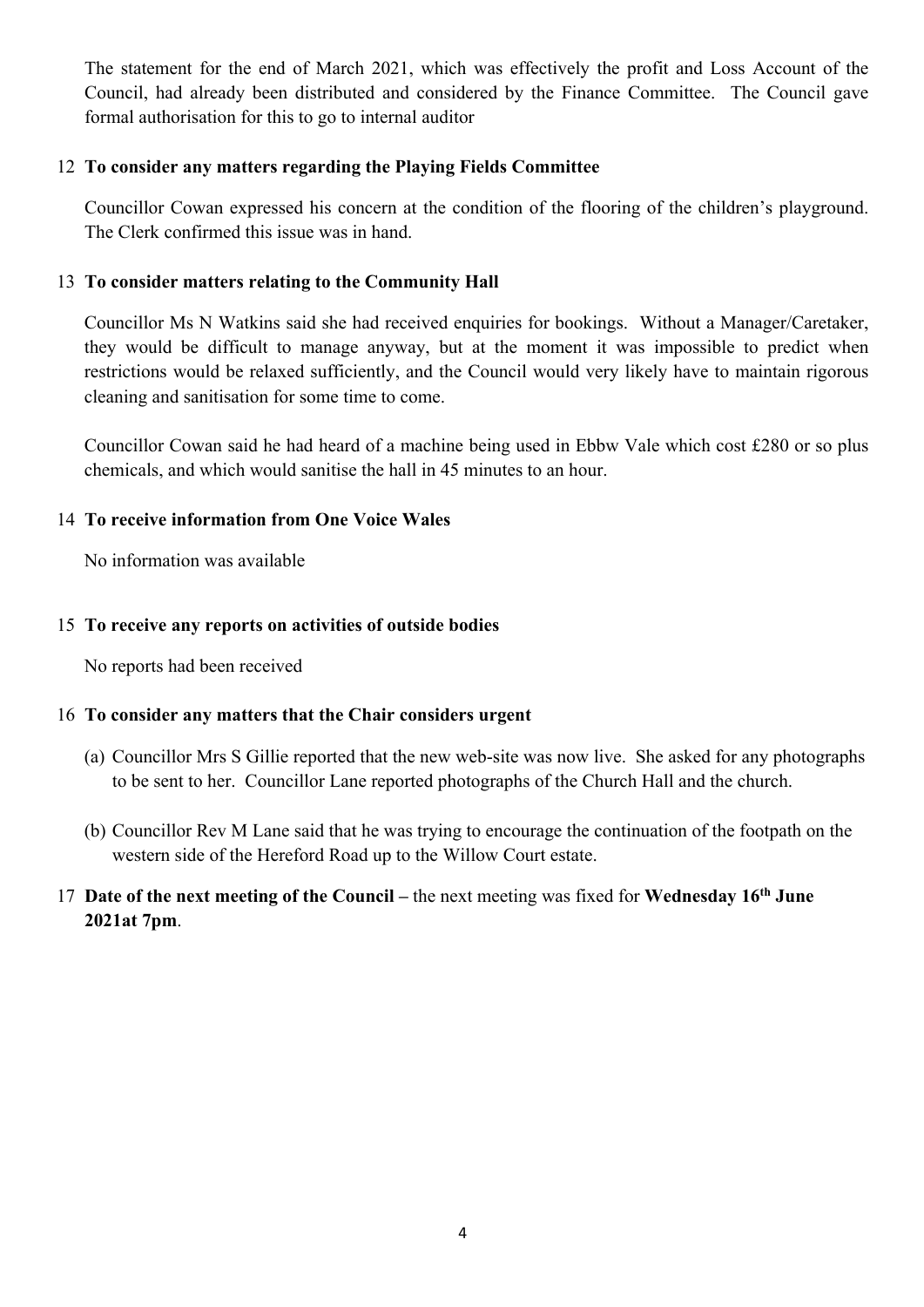The statement for the end of March 2021, which was effectively the profit and Loss Account of the Council, had already been distributed and considered by the Finance Committee. The Council gave formal authorisation for this to go to internal auditor

12 **To consider any matters regarding the Playing Fields Committee**

Councillor Cowan expressed his concern at the condition of the flooring of the children's playground. The Clerk confirmed this issue was in hand.

13 **To consider matters relating to the Community Hall**

Councillor Ms N Watkins said she had received enquiries for bookings. Without a Manager/Caretaker, they would be difficult to manage anyway, but at the moment it was impossible to predict when restrictions would be relaxed sufficiently, and the Council would very likely have to maintain rigorous cleaning and sanitisation for some time to come.

Councillor Cowan said he had heard of a machine being used in Ebbw Vale which cost £280 or so plus chemicals, and which would sanitise the hall in 45 minutes to an hour.

14 **To receive information from One Voice Wales**

No information was available

15 **To receive any reports on activities of outside bodies**

No reports had been received

16 **To consider any matters that the Chair considers urgent**

(a) Councillor Mrs S Gillie reported that the new web-site was now live. She asked for any photographs to be sent to her. Councillor Lane reported photographs of the Church Hall and the church.

(b) Councillor Rev M Lane said that he was trying to encourage the continuation of the footpath on the western side of the Hereford Road up to the Willow Court estate.

17 **Date of the next meeting of the Council –** the next meeting was fixed for **Wednesday 16th June 2021at 7pm**.